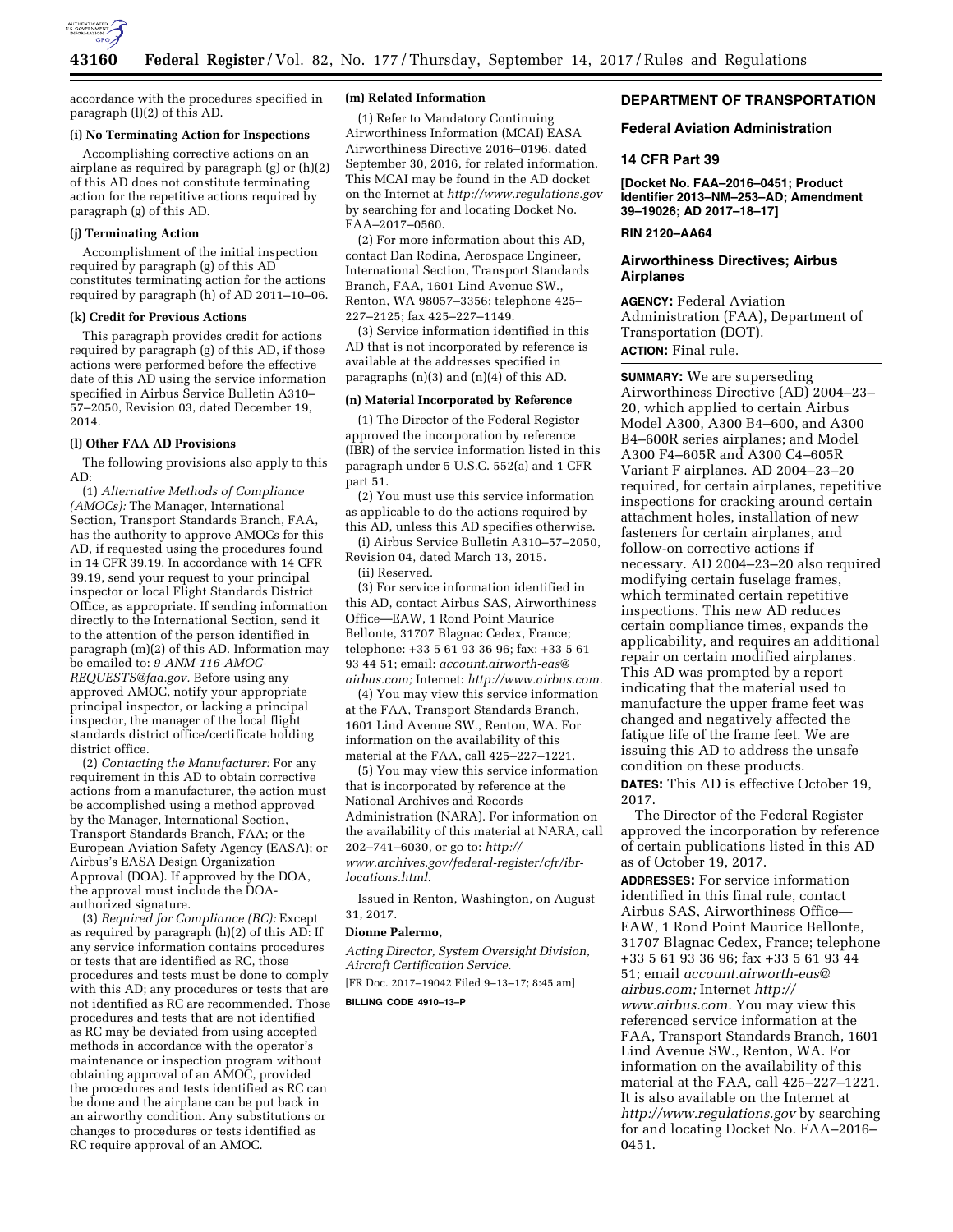accordance with the procedures specified in paragraph (l)(2) of this AD.

#### (i) No Terminating Action for Inspections

Accomplishing corrective actions on an airplane as required by paragraph (g) or (h)(2) of this AD does not constitute terminating action for the repetitive actions required by paragraph (g) of this AD.

#### (j) Terminating Action

Accomplishment of the initial inspection required by paragraph (g) of this AD constitutes terminating action for the actions required by paragraph (h) of AD 2011–10–06.

#### (k) Credit for Previous Actions

This paragraph provides credit for actions required by paragraph (g) of this AD, if those actions were performed before the effective date of this AD using the service information specified in Airbus Service Bulletin A310–57–2050, Revision 03, dated December 19, 2014.

#### (l) Other FAA AD Provisions

The following provisions also apply to this AD:

(1) *Alternative Methods of Compliance (AMOCs):* The Manager, International Section, Transport Standards Branch, FAA, has the authority to approve AMOCs for this AD, if requested using the procedures found in 14 CFR 39.19. In accordance with 14 CFR 39.19, send your request to your principal inspector or local Flight Standards District Office, as appropriate. If sending information directly to the International Section, send it to the attention of the person identified in paragraph (m)(2) of this AD. Information may be emailed to: *9-ANM-116-AMOC-REQUESTS@faa.gov.* Before using any approved AMOC, notify your appropriate principal inspector, or lacking a principal inspector, the manager of the local flight standards district office/certificate holding district office.

(2) *Contacting the Manufacturer:* For any requirement in this AD to obtain corrective actions from a manufacturer, the action must be accomplished using a method approved by the Manager, International Section, Transport Standards Branch, FAA; or the European Aviation Safety Agency (EASA); or Airbus's EASA Design Organization Approval (DOA). If approved by the DOA, the approval must include the DOA-authorized signature.

(3) *Required for Compliance (RC):* Except as required by paragraph (h)(2) of this AD: If any service information contains procedures or tests that are identified as RC, those procedures and tests must be done to comply with this AD; any procedures or tests that are not identified as RC are recommended. Those procedures and tests that are not identified as RC may be deviated from using accepted methods in accordance with the operator's maintenance or inspection program without obtaining approval of an AMOC, provided the procedures and tests identified as RC can be done and the airplane can be put back in an airworthy condition. Any substitutions or changes to procedures or tests identified as RC require approval of an AMOC.

#### (m) Related Information

(1) Refer to Mandatory Continuing Airworthiness Information (MCAI) EASA Airworthiness Directive 2016–0196, dated September 30, 2016, for related information. This MCAI may be found in the AD docket on the Internet at *http://www.regulations.gov* by searching for and locating Docket No. FAA–2017–0560.

(2) For more information about this AD, contact Dan Rodina, Aerospace Engineer, International Section, Transport Standards Branch, FAA, 1601 Lind Avenue SW., Renton, WA 98057–3356; telephone 425–227–2125; fax 425–227–1149.

(3) Service information identified in this AD that is not incorporated by reference is available at the addresses specified in paragraphs (n)(3) and (n)(4) of this AD.

#### (n) Material Incorporated by Reference

(1) The Director of the Federal Register approved the incorporation by reference (IBR) of the service information listed in this paragraph under 5 U.S.C. 552(a) and 1 CFR part 51.

(2) You must use this service information as applicable to do the actions required by this AD, unless this AD specifies otherwise.

(i) Airbus Service Bulletin A310–57–2050, Revision 04, dated March 13, 2015.

(ii) Reserved.

(3) For service information identified in this AD, contact Airbus SAS, Airworthiness Office—EAW, 1 Rond Point Maurice Bellonte, 31707 Blagnac Cedex, France; telephone: +33 5 61 93 36 96; fax: +33 5 61 93 44 51; email: *account.airworth-eas@airbus.com;* Internet: *http://www.airbus.com.*

(4) You may view this service information at the FAA, Transport Standards Branch, 1601 Lind Avenue SW., Renton, WA. For information on the availability of this material at the FAA, call 425–227–1221.

(5) You may view this service information that is incorporated by reference at the National Archives and Records Administration (NARA). For information on the availability of this material at NARA, call 202–741–6030, or go to: *http://www.archives.gov/federal-register/cfr/ibr-locations.html.*

Issued in Renton, Washington, on August 31, 2017.

**Dionne Palermo,**

*Acting Director, System Oversight Division, Aircraft Certification Service.*

[FR Doc. 2017–19042 Filed 9–13–17; 8:45 am]

**BILLING CODE 4910–13–P**

## DEPARTMENT OF TRANSPORTATION

### Federal Aviation Administration

### 14 CFR Part 39

**[Docket No. FAA–2016–0451; Product Identifier 2013–NM–253–AD; Amendment 39–19026; AD 2017–18–17]**

**RIN 2120–AA64**

### Airworthiness Directives; Airbus Airplanes

**AGENCY:** Federal Aviation Administration (FAA), Department of Transportation (DOT).

**ACTION:** Final rule.

**SUMMARY:** We are superseding Airworthiness Directive (AD) 2004–23–20, which applied to certain Airbus Model A300, A300 B4–600, and A300 B4–600R series airplanes; and Model A300 F4–605R and A300 C4–605R Variant F airplanes. AD 2004–23–20 required, for certain airplanes, repetitive inspections for cracking around certain attachment holes, installation of new fasteners for certain airplanes, and follow-on corrective actions if necessary. AD 2004–23–20 also required modifying certain fuselage frames, which terminated certain repetitive inspections. This new AD reduces certain compliance times, expands the applicability, and requires an additional repair on certain modified airplanes. This AD was prompted by a report indicating that the material used to manufacture the upper frame feet was changed and negatively affected the fatigue life of the frame feet. We are issuing this AD to address the unsafe condition on these products.

**DATES:** This AD is effective October 19, 2017.

The Director of the Federal Register approved the incorporation by reference of certain publications listed in this AD as of October 19, 2017.

**ADDRESSES:** For service information identified in this final rule, contact Airbus SAS, Airworthiness Office—EAW, 1 Rond Point Maurice Bellonte, 31707 Blagnac Cedex, France; telephone +33 5 61 93 36 96; fax +33 5 61 93 44 51; email *account.airworth-eas@airbus.com;* Internet *http://www.airbus.com.* You may view this referenced service information at the FAA, Transport Standards Branch, 1601 Lind Avenue SW., Renton, WA. For information on the availability of this material at the FAA, call 425–227–1221. It is also available on the Internet at *http://www.regulations.gov* by searching for and locating Docket No. FAA–2016–0451.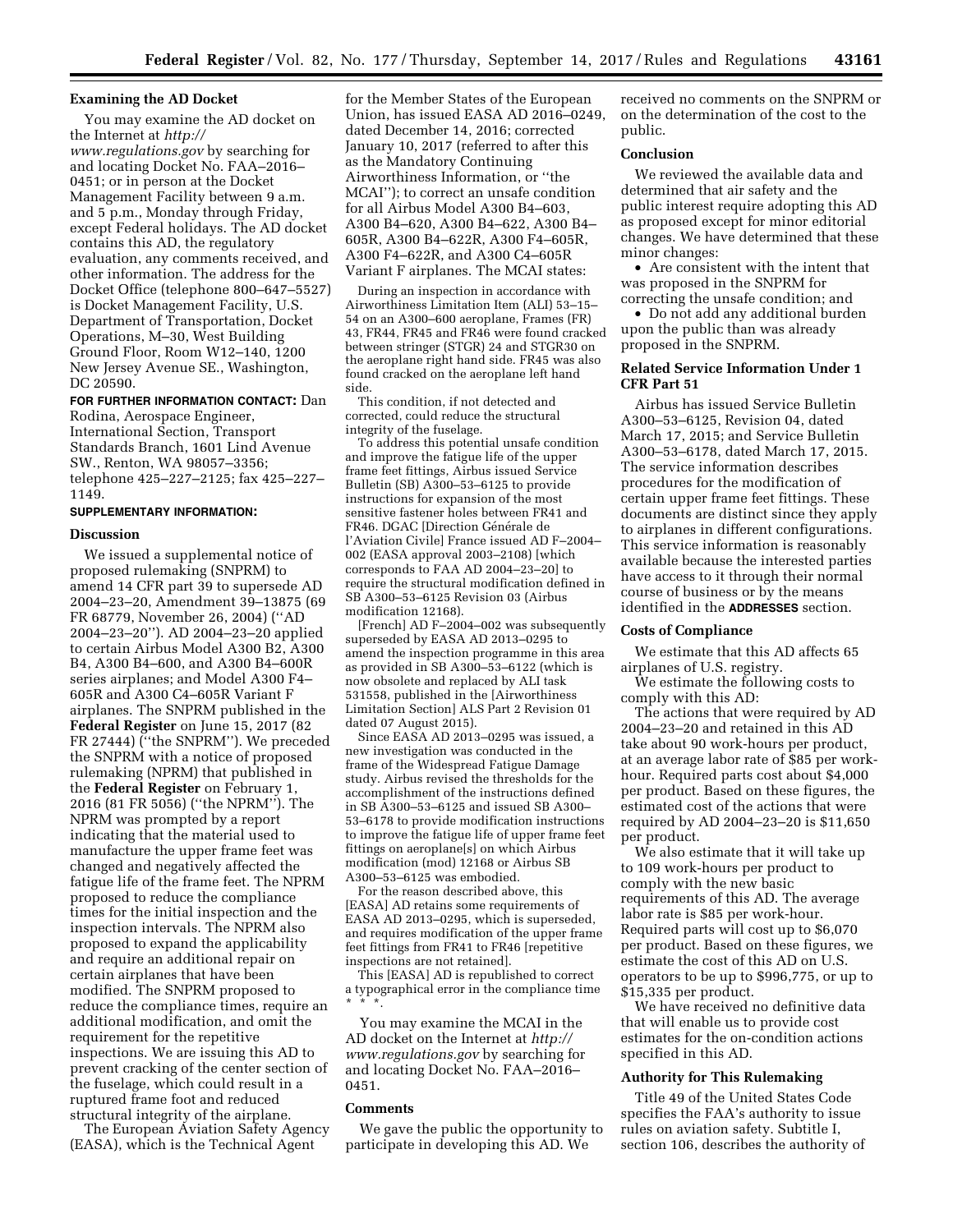## Examining the AD Docket

You may examine the AD docket on the Internet at *http://www.regulations.gov* by searching for and locating Docket No. FAA–2016–0451; or in person at the Docket Management Facility between 9 a.m. and 5 p.m., Monday through Friday, except Federal holidays. The AD docket contains this AD, the regulatory evaluation, any comments received, and other information. The address for the Docket Office (telephone 800–647–5527) is Docket Management Facility, U.S. Department of Transportation, Docket Operations, M–30, West Building Ground Floor, Room W12–140, 1200 New Jersey Avenue SE., Washington, DC 20590.

**FOR FURTHER INFORMATION CONTACT:** Dan Rodina, Aerospace Engineer, International Section, Transport Standards Branch, 1601 Lind Avenue SW., Renton, WA 98057–3356; telephone 425–227–2125; fax 425–227–1149.

**SUPPLEMENTARY INFORMATION:**

## Discussion

We issued a supplemental notice of proposed rulemaking (SNPRM) to amend 14 CFR part 39 to supersede AD 2004–23–20, Amendment 39–13875 (69 FR 68779, November 26, 2004) (''AD 2004–23–20''). AD 2004–23–20 applied to certain Airbus Model A300 B2, A300 B4, A300 B4–600, and A300 B4–600R series airplanes; and Model A300 F4–605R and A300 C4–605R Variant F airplanes. The SNPRM published in the **Federal Register** on June 15, 2017 (82 FR 27444) (''the SNPRM''). We preceded the SNPRM with a notice of proposed rulemaking (NPRM) that published in the **Federal Register** on February 1, 2016 (81 FR 5056) (''the NPRM''). The NPRM was prompted by a report indicating that the material used to manufacture the upper frame feet was changed and negatively affected the fatigue life of the frame feet. The NPRM proposed to reduce the compliance times for the initial inspection and the inspection intervals. The NPRM also proposed to expand the applicability and require an additional repair on certain airplanes that have been modified. The SNPRM proposed to reduce the compliance times, require an additional modification, and omit the requirement for the repetitive inspections. We are issuing this AD to prevent cracking of the center section of the fuselage, which could result in a ruptured frame foot and reduced structural integrity of the airplane.

The European Aviation Safety Agency (EASA), which is the Technical Agent for the Member States of the European Union, has issued EASA AD 2016–0249, dated December 14, 2016; corrected January 10, 2017 (referred to after this as the Mandatory Continuing Airworthiness Information, or ''the MCAI''); to correct an unsafe condition for all Airbus Model A300 B4–603, A300 B4–620, A300 B4–622, A300 B4–605R, A300 B4–622R, A300 F4–605R, A300 F4–622R, and A300 C4–605R Variant F airplanes. The MCAI states:

> During an inspection in accordance with Airworthiness Limitation Item (ALI) 53–15–54 on an A300–600 aeroplane, Frames (FR) 43, FR44, FR45 and FR46 were found cracked between stringer (STGR) 24 and STGR30 on the aeroplane right hand side. FR45 was also found cracked on the aeroplane left hand side.
>
> This condition, if not detected and corrected, could reduce the structural integrity of the fuselage.
>
> To address this potential unsafe condition and improve the fatigue life of the upper frame feet fittings, Airbus issued Service Bulletin (SB) A300–53–6125 to provide instructions for expansion of the most sensitive fastener holes between FR41 and FR46. DGAC [Direction Générale de l'Aviation Civile] France issued AD F–2004–002 (EASA approval 2003–2108) [which corresponds to FAA AD 2004–23–20] to require the structural modification defined in SB A300–53–6125 Revision 03 (Airbus modification 12168).
>
> [French] AD F–2004–002 was subsequently superseded by EASA AD 2013–0295 to amend the inspection programme in this area as provided in SB A300–53–6122 (which is now obsolete and replaced by ALI task 531558, published in the [Airworthiness Limitation Section] ALS Part 2 Revision 01 dated 07 August 2015).
>
> Since EASA AD 2013–0295 was issued, a new investigation was conducted in the frame of the Widespread Fatigue Damage study. Airbus revised the thresholds for the accomplishment of the instructions defined in SB A300–53–6125 and issued SB A300–53–6178 to provide modification instructions to improve the fatigue life of upper frame feet fittings on aeroplane[s] on which Airbus modification (mod) 12168 or Airbus SB A300–53–6125 was embodied.
>
> For the reason described above, this [EASA] AD retains some requirements of EASA AD 2013–0295, which is superseded, and requires modification of the upper frame feet fittings from FR41 to FR46 [repetitive inspections are not retained].
>
> This [EASA] AD is republished to correct a typographical error in the compliance time * * *.

You may examine the MCAI in the AD docket on the Internet at *http://www.regulations.gov* by searching for and locating Docket No. FAA–2016–0451.

## Comments

We gave the public the opportunity to participate in developing this AD. We received no comments on the SNPRM or on the determination of the cost to the public.

## Conclusion

We reviewed the available data and determined that air safety and the public interest require adopting this AD as proposed except for minor editorial changes. We have determined that these minor changes:

- Are consistent with the intent that was proposed in the SNPRM for correcting the unsafe condition; and
- Do not add any additional burden upon the public than was already proposed in the SNPRM.

## Related Service Information Under 1 CFR Part 51

Airbus has issued Service Bulletin A300–53–6125, Revision 04, dated March 17, 2015; and Service Bulletin A300–53–6178, dated March 17, 2015. The service information describes procedures for the modification of certain upper frame feet fittings. These documents are distinct since they apply to airplanes in different configurations. This service information is reasonably available because the interested parties have access to it through their normal course of business or by the means identified in the **ADDRESSES** section.

## Costs of Compliance

We estimate that this AD affects 65 airplanes of U.S. registry.

We estimate the following costs to comply with this AD:

The actions that were required by AD 2004–23–20 and retained in this AD take about 90 work-hours per product, at an average labor rate of $85 per work-hour. Required parts cost about $4,000 per product. Based on these figures, the estimated cost of the actions that were required by AD 2004–23–20 is $11,650 per product.

We also estimate that it will take up to 109 work-hours per product to comply with the new basic requirements of this AD. The average labor rate is $85 per work-hour. Required parts will cost up to $6,070 per product. Based on these figures, we estimate the cost of this AD on U.S. operators to be up to $996,775, or up to $15,335 per product.

We have received no definitive data that will enable us to provide cost estimates for the on-condition actions specified in this AD.

## Authority for This Rulemaking

Title 49 of the United States Code specifies the FAA's authority to issue rules on aviation safety. Subtitle I, section 106, describes the authority of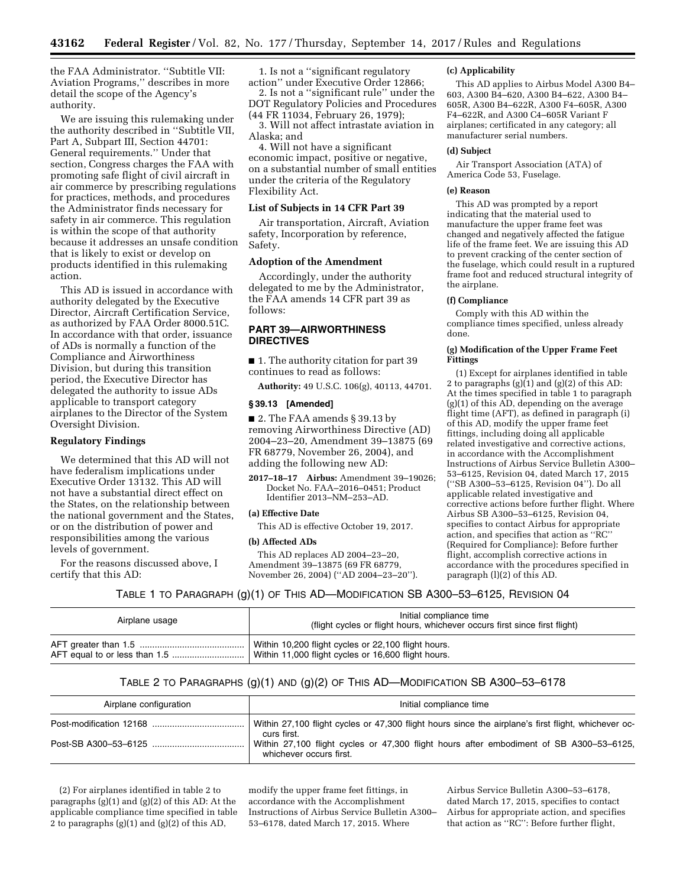the FAA Administrator. "Subtitle VII: Aviation Programs," describes in more detail the scope of the Agency's authority.

We are issuing this rulemaking under the authority described in "Subtitle VII, Part A, Subpart III, Section 44701: General requirements." Under that section, Congress charges the FAA with promoting safe flight of civil aircraft in air commerce by prescribing regulations for practices, methods, and procedures the Administrator finds necessary for safety in air commerce. This regulation is within the scope of that authority because it addresses an unsafe condition that is likely to exist or develop on products identified in this rulemaking action.

This AD is issued in accordance with authority delegated by the Executive Director, Aircraft Certification Service, as authorized by FAA Order 8000.51C. In accordance with that order, issuance of ADs is normally a function of the Compliance and Airworthiness Division, but during this transition period, the Executive Director has delegated the authority to issue ADs applicable to transport category airplanes to the Director of the System Oversight Division.

## Regulatory Findings

We determined that this AD will not have federalism implications under Executive Order 13132. This AD will not have a substantial direct effect on the States, on the relationship between the national government and the States, or on the distribution of power and responsibilities among the various levels of government.

For the reasons discussed above, I certify that this AD:

1. Is not a "significant regulatory action" under Executive Order 12866;
2. Is not a "significant rule" under the DOT Regulatory Policies and Procedures (44 FR 11034, February 26, 1979);
3. Will not affect intrastate aviation in Alaska; and
4. Will not have a significant economic impact, positive or negative, on a substantial number of small entities under the criteria of the Regulatory Flexibility Act.

## List of Subjects in 14 CFR Part 39

Air transportation, Aircraft, Aviation safety, Incorporation by reference, Safety.

## Adoption of the Amendment

Accordingly, under the authority delegated to me by the Administrator, the FAA amends 14 CFR part 39 as follows:

## PART 39—AIRWORTHINESS DIRECTIVES

■ 1. The authority citation for part 39 continues to read as follows:

**Authority:** 49 U.S.C. 106(g), 40113, 44701.

### § 39.13 [Amended]

■ 2. The FAA amends § 39.13 by removing Airworthiness Directive (AD) 2004–23–20, Amendment 39–13875 (69 FR 68779, November 26, 2004), and adding the following new AD:

**2017–18–17 Airbus:** Amendment 39–19026; Docket No. FAA–2016–0451; Product Identifier 2013–NM–253–AD.

**(a) Effective Date**

This AD is effective October 19, 2017.

**(b) Affected ADs**

This AD replaces AD 2004–23–20, Amendment 39–13875 (69 FR 68779, November 26, 2004) ("AD 2004–23–20").

**(c) Applicability**

This AD applies to Airbus Model A300 B4–603, A300 B4–620, A300 B4–622, A300 B4–605R, A300 B4–622R, A300 F4–605R, A300 F4–622R, and A300 C4–605R Variant F airplanes; certificated in any category; all manufacturer serial numbers.

**(d) Subject**

Air Transport Association (ATA) of America Code 53, Fuselage.

**(e) Reason**

This AD was prompted by a report indicating that the material used to manufacture the upper frame feet was changed and negatively affected the fatigue life of the frame feet. We are issuing this AD to prevent cracking of the center section of the fuselage, which could result in a ruptured frame foot and reduced structural integrity of the airplane.

**(f) Compliance**

Comply with this AD within the compliance times specified, unless already done.

**(g) Modification of the Upper Frame Feet Fittings**

(1) Except for airplanes identified in table 2 to paragraphs (g)(1) and (g)(2) of this AD: At the times specified in table 1 to paragraph (g)(1) of this AD, depending on the average flight time (AFT), as defined in paragraph (i) of this AD, modify the upper frame feet fittings, including doing all applicable related investigative and corrective actions, in accordance with the Accomplishment Instructions of Airbus Service Bulletin A300–53–6125, Revision 04, dated March 17, 2015 ("SB A300–53–6125, Revision 04"). Do all applicable related investigative and corrective actions before further flight. Where Airbus SB A300–53–6125, Revision 04, specifies to contact Airbus for appropriate action, and specifies that action as "RC" (Required for Compliance): Before further flight, accomplish corrective actions in accordance with the procedures specified in paragraph (l)(2) of this AD.

TABLE 1 TO PARAGRAPH (g)(1) OF THIS AD—MODIFICATION SB A300–53–6125, REVISION 04

| Airplane usage | Initial compliance time (flight cycles or flight hours, whichever occurs first since first flight) |
|---|---|
| AFT greater than 1.5 | Within 10,200 flight cycles or 22,100 flight hours. |
| AFT equal to or less than 1.5 | Within 11,000 flight cycles or 16,600 flight hours. |

TABLE 2 TO PARAGRAPHS (g)(1) AND (g)(2) OF THIS AD—MODIFICATION SB A300–53–6178

| Airplane configuration | Initial compliance time |
|---|---|
| Post-modification 12168 | Within 27,100 flight cycles or 47,300 flight hours since the airplane's first flight, whichever occurs first. |
| Post-SB A300–53–6125 | Within 27,100 flight cycles or 47,300 flight hours after embodiment of SB A300–53–6125, whichever occurs first. |

(2) For airplanes identified in table 2 to paragraphs (g)(1) and (g)(2) of this AD: At the applicable compliance time specified in table 2 to paragraphs (g)(1) and (g)(2) of this AD, modify the upper frame feet fittings, in accordance with the Accomplishment Instructions of Airbus Service Bulletin A300–53–6178, dated March 17, 2015. Where Airbus Service Bulletin A300–53–6178, dated March 17, 2015, specifies to contact Airbus for appropriate action, and specifies that action as "RC": Before further flight,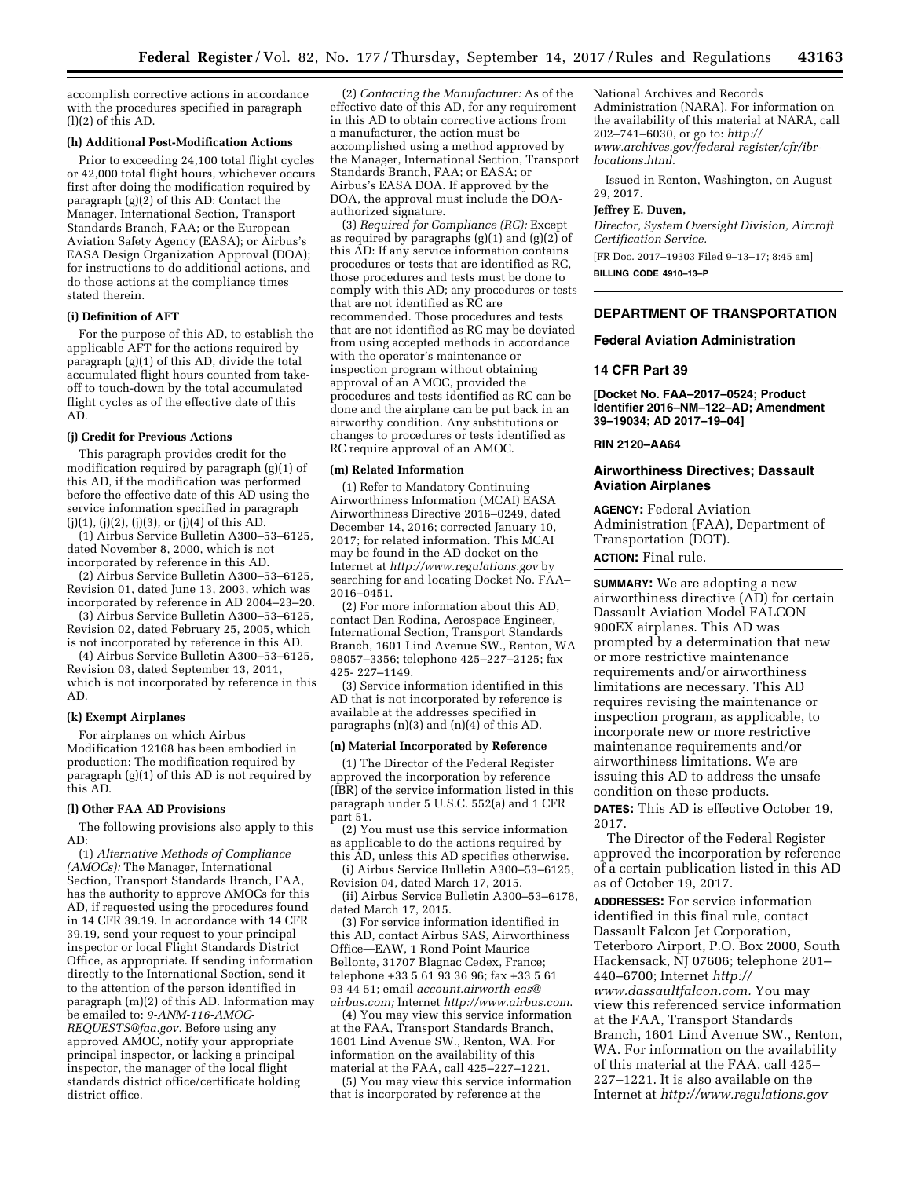accomplish corrective actions in accordance with the procedures specified in paragraph (l)(2) of this AD.

**(h) Additional Post-Modification Actions**

Prior to exceeding 24,100 total flight cycles or 42,000 total flight hours, whichever occurs first after doing the modification required by paragraph (g)(2) of this AD: Contact the Manager, International Section, Transport Standards Branch, FAA; or the European Aviation Safety Agency (EASA); or Airbus's EASA Design Organization Approval (DOA); for instructions to do additional actions, and do those actions at the compliance times stated therein.

**(i) Definition of AFT**

For the purpose of this AD, to establish the applicable AFT for the actions required by paragraph (g)(1) of this AD, divide the total accumulated flight hours counted from take-off to touch-down by the total accumulated flight cycles as of the effective date of this AD.

**(j) Credit for Previous Actions**

This paragraph provides credit for the modification required by paragraph (g)(1) of this AD, if the modification was performed before the effective date of this AD using the service information specified in paragraph (j)(1), (j)(2), (j)(3), or (j)(4) of this AD.

(1) Airbus Service Bulletin A300–53–6125, dated November 8, 2000, which is not incorporated by reference in this AD.

(2) Airbus Service Bulletin A300–53–6125, Revision 01, dated June 13, 2003, which was incorporated by reference in AD 2004–23–20.

(3) Airbus Service Bulletin A300–53–6125, Revision 02, dated February 25, 2005, which is not incorporated by reference in this AD.

(4) Airbus Service Bulletin A300–53–6125, Revision 03, dated September 13, 2011, which is not incorporated by reference in this AD.

**(k) Exempt Airplanes**

For airplanes on which Airbus Modification 12168 has been embodied in production: The modification required by paragraph (g)(1) of this AD is not required by this AD.

**(l) Other FAA AD Provisions**

The following provisions also apply to this AD:

(1) *Alternative Methods of Compliance (AMOCs):* The Manager, International Section, Transport Standards Branch, FAA, has the authority to approve AMOCs for this AD, if requested using the procedures found in 14 CFR 39.19. In accordance with 14 CFR 39.19, send your request to your principal inspector or local Flight Standards District Office, as appropriate. If sending information directly to the International Section, send it to the attention of the person identified in paragraph (m)(2) of this AD. Information may be emailed to: *9-ANM-116-AMOC-REQUESTS@faa.gov.* Before using any approved AMOC, notify your appropriate principal inspector, or lacking a principal inspector, the manager of the local flight standards district office/certificate holding district office.

(2) *Contacting the Manufacturer:* As of the effective date of this AD, for any requirement in this AD to obtain corrective actions from a manufacturer, the action must be accomplished using a method approved by the Manager, International Section, Transport Standards Branch, FAA; or EASA; or Airbus's EASA DOA. If approved by the DOA, the approval must include the DOA-authorized signature.

(3) *Required for Compliance (RC):* Except as required by paragraphs (g)(1) and (g)(2) of this AD: If any service information contains procedures or tests that are identified as RC, those procedures and tests must be done to comply with this AD; any procedures or tests that are not identified as RC are recommended. Those procedures and tests that are not identified as RC may be deviated from using accepted methods in accordance with the operator's maintenance or inspection program without obtaining approval of an AMOC, provided the procedures and tests identified as RC can be done and the airplane can be put back in an airworthy condition. Any substitutions or changes to procedures or tests identified as RC require approval of an AMOC.

**(m) Related Information**

(1) Refer to Mandatory Continuing Airworthiness Information (MCAI) EASA Airworthiness Directive 2016–0249, dated December 14, 2016; corrected January 10, 2017; for related information. This MCAI may be found in the AD docket on the Internet at *http://www.regulations.gov* by searching for and locating Docket No. FAA–2016–0451.

(2) For more information about this AD, contact Dan Rodina, Aerospace Engineer, International Section, Transport Standards Branch, 1601 Lind Avenue SW., Renton, WA 98057–3356; telephone 425–227–2125; fax 425- 227–1149.

(3) Service information identified in this AD that is not incorporated by reference is available at the addresses specified in paragraphs (n)(3) and (n)(4) of this AD.

**(n) Material Incorporated by Reference**

(1) The Director of the Federal Register approved the incorporation by reference (IBR) of the service information listed in this paragraph under 5 U.S.C. 552(a) and 1 CFR part 51.

(2) You must use this service information as applicable to do the actions required by this AD, unless this AD specifies otherwise.

(i) Airbus Service Bulletin A300–53–6125, Revision 04, dated March 17, 2015.

(ii) Airbus Service Bulletin A300–53–6178, dated March 17, 2015.

(3) For service information identified in this AD, contact Airbus SAS, Airworthiness Office—EAW, 1 Rond Point Maurice Bellonte, 31707 Blagnac Cedex, France; telephone +33 5 61 93 36 96; fax +33 5 61 93 44 51; email *account.airworth-eas@airbus.com;* Internet *http://www.airbus.com*.

(4) You may view this service information at the FAA, Transport Standards Branch, 1601 Lind Avenue SW., Renton, WA. For information on the availability of this material at the FAA, call 425–227–1221.

(5) You may view this service information that is incorporated by reference at the National Archives and Records Administration (NARA). For information on the availability of this material at NARA, call 202–741–6030, or go to: *http://www.archives.gov/federal-register/cfr/ibr-locations.html.*

Issued in Renton, Washington, on August 29, 2017.

**Jeffrey E. Duven,**

*Director, System Oversight Division, Aircraft Certification Service.*

[FR Doc. 2017–19303 Filed 9–13–17; 8:45 am]

**BILLING CODE 4910–13–P**

---

## DEPARTMENT OF TRANSPORTATION

## Federal Aviation Administration

## 14 CFR Part 39

**[Docket No. FAA–2017–0524; Product Identifier 2016–NM–122–AD; Amendment 39–19034; AD 2017–19–04]**

**RIN 2120–AA64**

## Airworthiness Directives; Dassault Aviation Airplanes

**AGENCY:** Federal Aviation Administration (FAA), Department of Transportation (DOT).

**ACTION:** Final rule.

**SUMMARY:** We are adopting a new airworthiness directive (AD) for certain Dassault Aviation Model FALCON 900EX airplanes. This AD was prompted by a determination that new or more restrictive maintenance requirements and/or airworthiness limitations are necessary. This AD requires revising the maintenance or inspection program, as applicable, to incorporate new or more restrictive maintenance requirements and/or airworthiness limitations. We are issuing this AD to address the unsafe condition on these products.

**DATES:** This AD is effective October 19, 2017.

The Director of the Federal Register approved the incorporation by reference of a certain publication listed in this AD as of October 19, 2017.

**ADDRESSES:** For service information identified in this final rule, contact Dassault Falcon Jet Corporation, Teterboro Airport, P.O. Box 2000, South Hackensack, NJ 07606; telephone 201–440–6700; Internet *http://www.dassaultfalcon.com.* You may view this referenced service information at the FAA, Transport Standards Branch, 1601 Lind Avenue SW., Renton, WA. For information on the availability of this material at the FAA, call 425–227–1221. It is also available on the Internet at *http://www.regulations.gov*